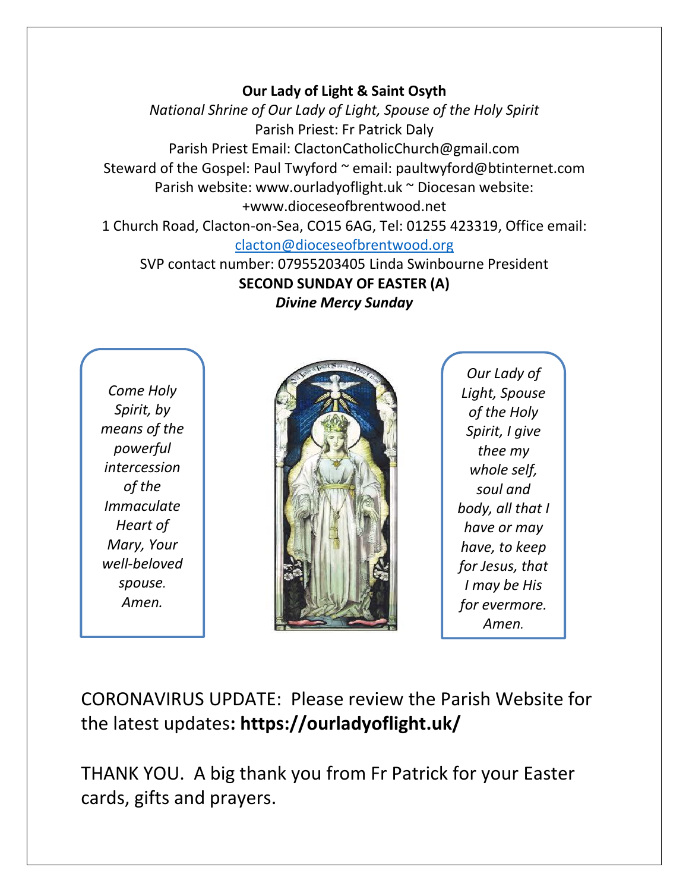**Our Lady of Light & Saint Osyth**

*National Shrine of Our Lady of Light, Spouse of the Holy Spirit*

Parish Priest: Fr Patrick Daly

Parish Priest Email: ClactonCatholicChurch@gmail.com

Steward of the Gospel: Paul Twyford ~ email: paultwyford@btinternet.com

Parish website: www.ourladyoflight.uk ~ Diocesan website: +www.dioceseofbrentwood.net

1 Church Road, Clacton-on-Sea, CO15 6AG, Tel: 01255 423319, Office email: clacton@dioceseofbrentwood.org

SVP contact number: 07955203405 Linda Swinbourne President

**SECOND SUNDAY OF EASTER (A)**

***Divine Mercy Sunday***

*Come Holy Spirit, by means of the powerful intercession of the Immaculate Heart of Mary, Your well-beloved spouse. Amen.*

*Our Lady of Light, Spouse of the Holy Spirit, I give thee my whole self, soul and body, all that I have or may have, to keep for Jesus, that I may be His for evermore. Amen.*

CORONAVIRUS UPDATE: Please review the Parish Website for the latest updates**: https://ourladyoflight.uk/**

THANK YOU. A big thank you from Fr Patrick for your Easter cards, gifts and prayers.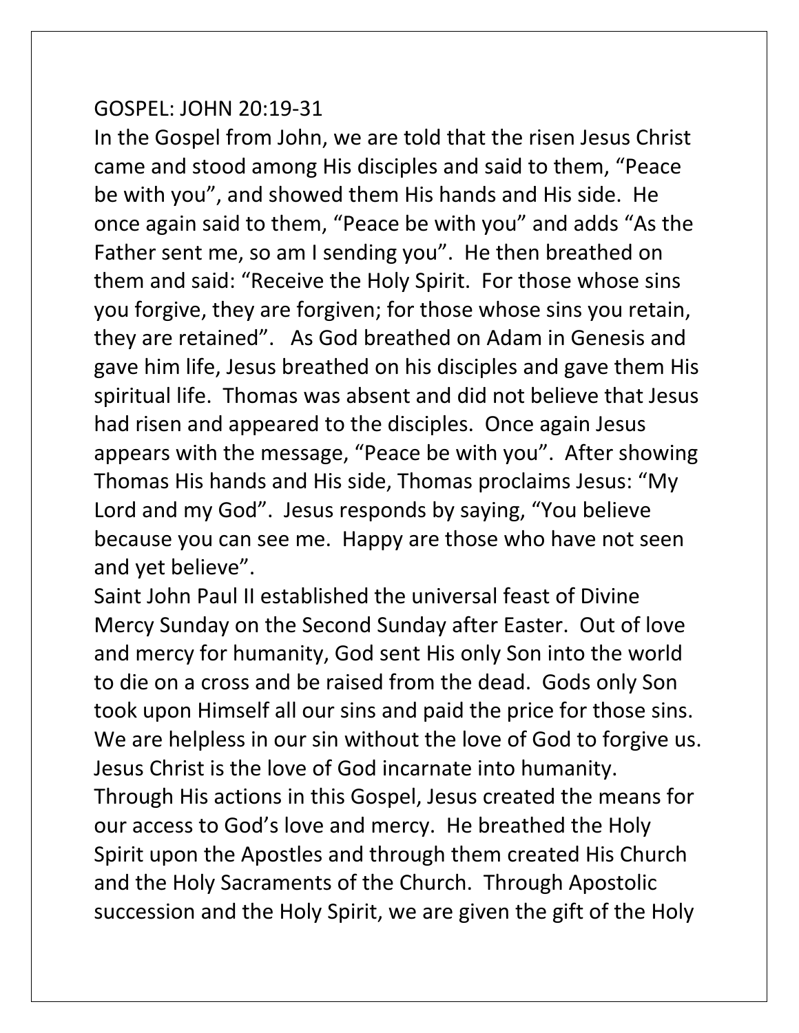GOSPEL: JOHN 20:19-31

In the Gospel from John, we are told that the risen Jesus Christ came and stood among His disciples and said to them, "Peace be with you", and showed them His hands and His side. He once again said to them, "Peace be with you" and adds "As the Father sent me, so am I sending you". He then breathed on them and said: "Receive the Holy Spirit. For those whose sins you forgive, they are forgiven; for those whose sins you retain, they are retained". As God breathed on Adam in Genesis and gave him life, Jesus breathed on his disciples and gave them His spiritual life. Thomas was absent and did not believe that Jesus had risen and appeared to the disciples. Once again Jesus appears with the message, "Peace be with you". After showing Thomas His hands and His side, Thomas proclaims Jesus: "My Lord and my God". Jesus responds by saying, "You believe because you can see me. Happy are those who have not seen and yet believe".

Saint John Paul II established the universal feast of Divine Mercy Sunday on the Second Sunday after Easter. Out of love and mercy for humanity, God sent His only Son into the world to die on a cross and be raised from the dead. Gods only Son took upon Himself all our sins and paid the price for those sins. We are helpless in our sin without the love of God to forgive us. Jesus Christ is the love of God incarnate into humanity. Through His actions in this Gospel, Jesus created the means for our access to God's love and mercy. He breathed the Holy Spirit upon the Apostles and through them created His Church and the Holy Sacraments of the Church. Through Apostolic succession and the Holy Spirit, we are given the gift of the Holy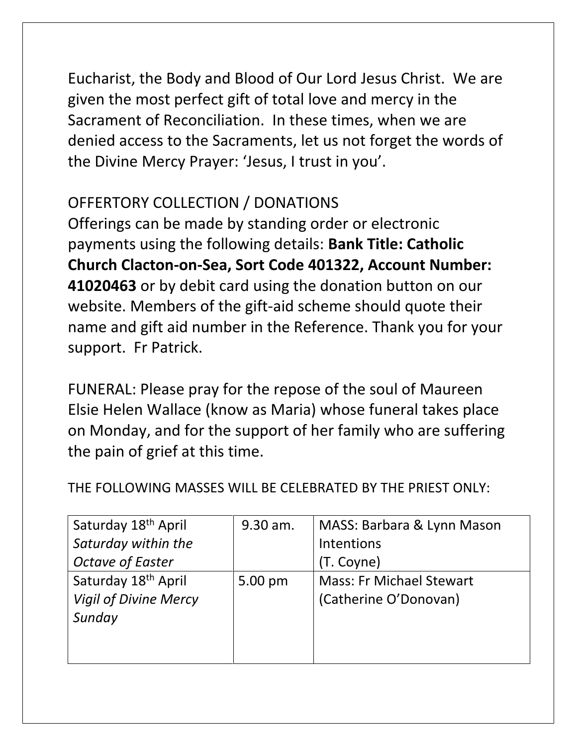Eucharist, the Body and Blood of Our Lord Jesus Christ. We are given the most perfect gift of total love and mercy in the Sacrament of Reconciliation. In these times, when we are denied access to the Sacraments, let us not forget the words of the Divine Mercy Prayer: 'Jesus, I trust in you'.

OFFERTORY COLLECTION / DONATIONS

Offerings can be made by standing order or electronic payments using the following details: **Bank Title: Catholic Church Clacton-on-Sea, Sort Code 401322, Account Number: 41020463** or by debit card using the donation button on our website. Members of the gift-aid scheme should quote their name and gift aid number in the Reference. Thank you for your support. Fr Patrick.

FUNERAL: Please pray for the repose of the soul of Maureen Elsie Helen Wallace (know as Maria) whose funeral takes place on Monday, and for the support of her family who are suffering the pain of grief at this time.

THE FOLLOWING MASSES WILL BE CELEBRATED BY THE PRIEST ONLY:

| | | |
|---|---|---|
| Saturday 18th April *Saturday within the Octave of Easter* | 9.30 am. | MASS: Barbara & Lynn Mason Intentions (T. Coyne) |
| Saturday 18th April *Vigil of Divine Mercy Sunday* | 5.00 pm | Mass: Fr Michael Stewart (Catherine O'Donovan) |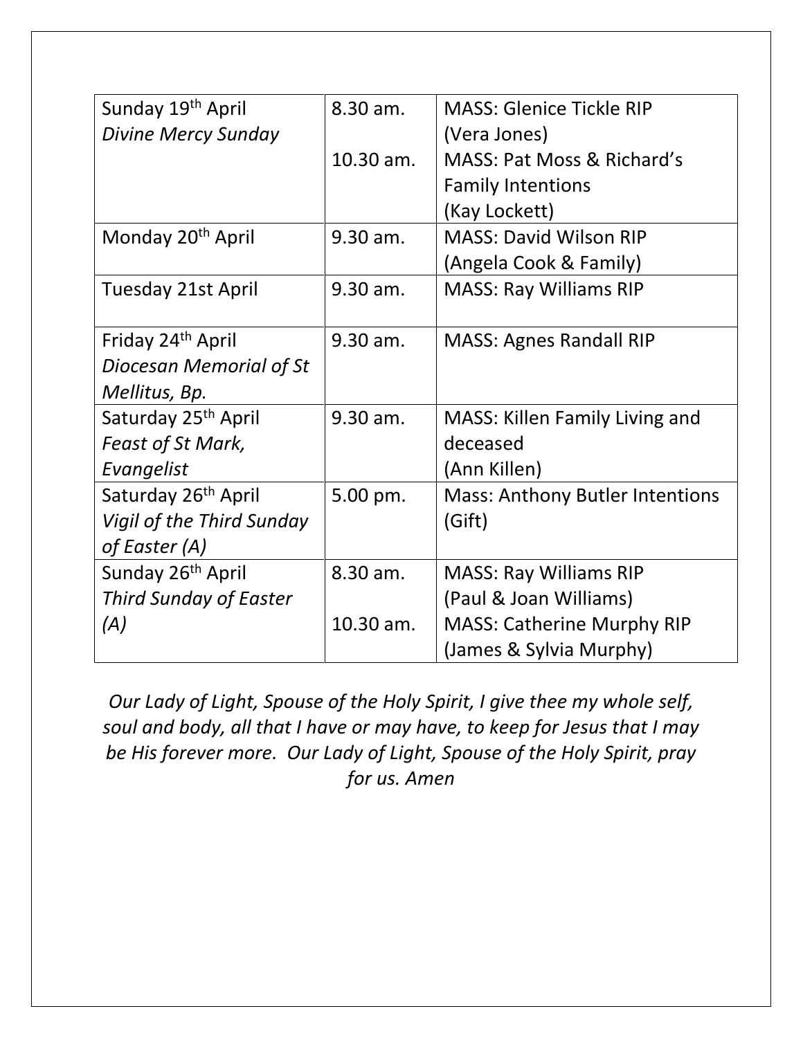| | | |
|---|---|---|
| Sunday 19th April<br>*Divine Mercy Sunday* | 8.30 am.<br><br>10.30 am. | MASS: Glenice Tickle RIP<br>(Vera Jones)<br>MASS: Pat Moss & Richard's Family Intentions<br>(Kay Lockett) |
| Monday 20th April | 9.30 am. | MASS: David Wilson RIP<br>(Angela Cook & Family) |
| Tuesday 21st April | 9.30 am. | MASS: Ray Williams RIP |
| Friday 24th April<br>*Diocesan Memorial of St Mellitus, Bp.* | 9.30 am. | MASS: Agnes Randall RIP |
| Saturday 25th April<br>*Feast of St Mark, Evangelist* | 9.30 am. | MASS: Killen Family Living and deceased<br>(Ann Killen) |
| Saturday 26th April<br>*Vigil of the Third Sunday of Easter (A)* | 5.00 pm. | Mass: Anthony Butler Intentions<br>(Gift) |
| Sunday 26th April<br>*Third Sunday of Easter (A)* | 8.30 am.<br><br>10.30 am. | MASS: Ray Williams RIP<br>(Paul & Joan Williams)<br>MASS: Catherine Murphy RIP<br>(James & Sylvia Murphy) |

*Our Lady of Light, Spouse of the Holy Spirit, I give thee my whole self, soul and body, all that I have or may have, to keep for Jesus that I may be His forever more. Our Lady of Light, Spouse of the Holy Spirit, pray for us. Amen*